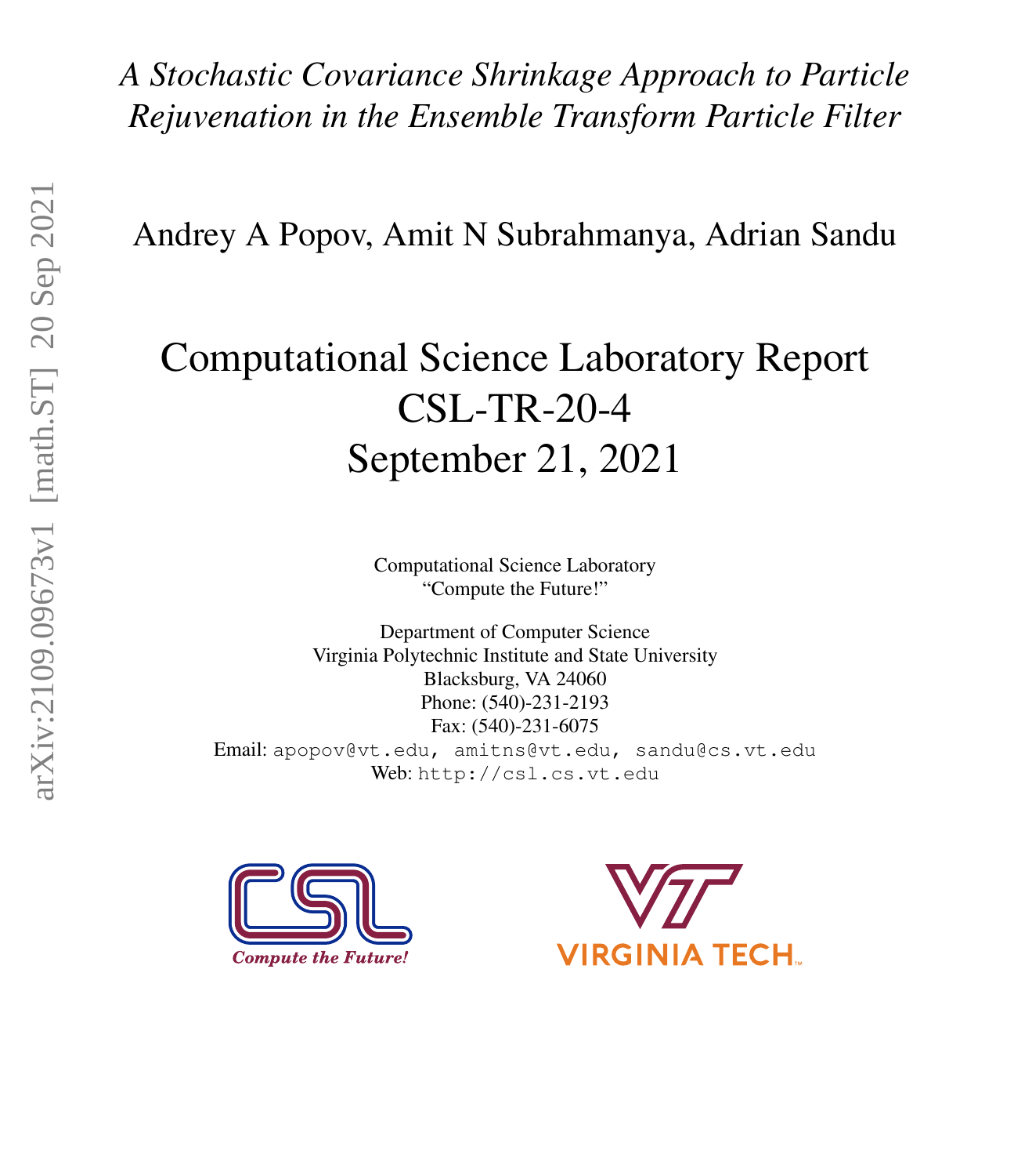# *A Stochastic Covariance Shrinkage Approach to Particle Rejuvenation in the Ensemble Transform Particle Filter*

Andrey A Popov, Amit N Subrahmanya, Adrian Sandu

Computational Science Laboratory Report
CSL-TR-20-4
September 21, 2021

Computational Science Laboratory
"Compute the Future!"

Department of Computer Science
Virginia Polytechnic Institute and State University
Blacksburg, VA 24060
Phone: (540)-231-2193
Fax: (540)-231-6075
Email: apopov@vt.edu, amitns@vt.edu, sandu@cs.vt.edu
Web: http://csl.cs.vt.edu

Compute the Future!

VIRGINIA TECH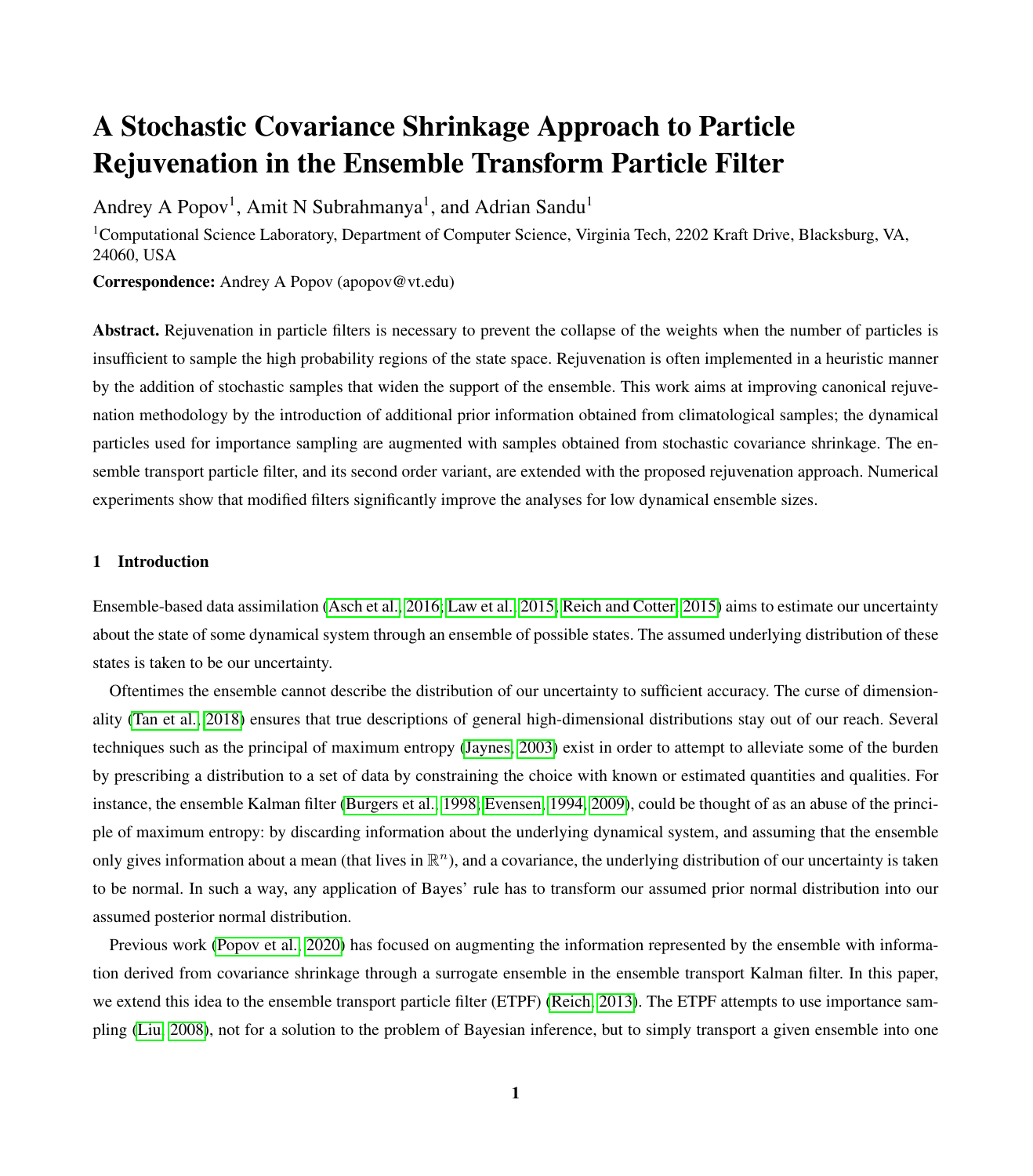# A Stochastic Covariance Shrinkage Approach to Particle Rejuvenation in the Ensemble Transform Particle Filter

Andrey A Popov[1], Amit N Subrahmanya[1], and Adrian Sandu[1]

[1]Computational Science Laboratory, Department of Computer Science, Virginia Tech, 2202 Kraft Drive, Blacksburg, VA, 24060, USA

**Correspondence:** Andrey A Popov (apopov@vt.edu)

**Abstract.** Rejuvenation in particle filters is necessary to prevent the collapse of the weights when the number of particles is insufficient to sample the high probability regions of the state space. Rejuvenation is often implemented in a heuristic manner by the addition of stochastic samples that widen the support of the ensemble. This work aims at improving canonical rejuvenation methodology by the introduction of additional prior information obtained from climatological samples; the dynamical particles used for importance sampling are augmented with samples obtained from stochastic covariance shrinkage. The ensemble transport particle filter, and its second order variant, are extended with the proposed rejuvenation approach. Numerical experiments show that modified filters significantly improve the analyses for low dynamical ensemble sizes.

## 1 Introduction

Ensemble-based data assimilation (Asch et al., 2016; Law et al., 2015; Reich and Cotter, 2015) aims to estimate our uncertainty about the state of some dynamical system through an ensemble of possible states. The assumed underlying distribution of these states is taken to be our uncertainty.

Oftentimes the ensemble cannot describe the distribution of our uncertainty to sufficient accuracy. The curse of dimensionality (Tan et al., 2018) ensures that true descriptions of general high-dimensional distributions stay out of our reach. Several techniques such as the principal of maximum entropy (Jaynes, 2003) exist in order to attempt to alleviate some of the burden by prescribing a distribution to a set of data by constraining the choice with known or estimated quantities and qualities. For instance, the ensemble Kalman filter (Burgers et al., 1998; Evensen, 1994, 2009), could be thought of as an abuse of the principle of maximum entropy: by discarding information about the underlying dynamical system, and assuming that the ensemble only gives information about a mean (that lives in $\mathbb{R}^n$), and a covariance, the underlying distribution of our uncertainty is taken to be normal. In such a way, any application of Bayes' rule has to transform our assumed prior normal distribution into our assumed posterior normal distribution.

Previous work (Popov et al., 2020) has focused on augmenting the information represented by the ensemble with information derived from covariance shrinkage through a surrogate ensemble in the ensemble transport Kalman filter. In this paper, we extend this idea to the ensemble transport particle filter (ETPF) (Reich, 2013). The ETPF attempts to use importance sampling (Liu, 2008), not for a solution to the problem of Bayesian inference, but to simply transport a given ensemble into one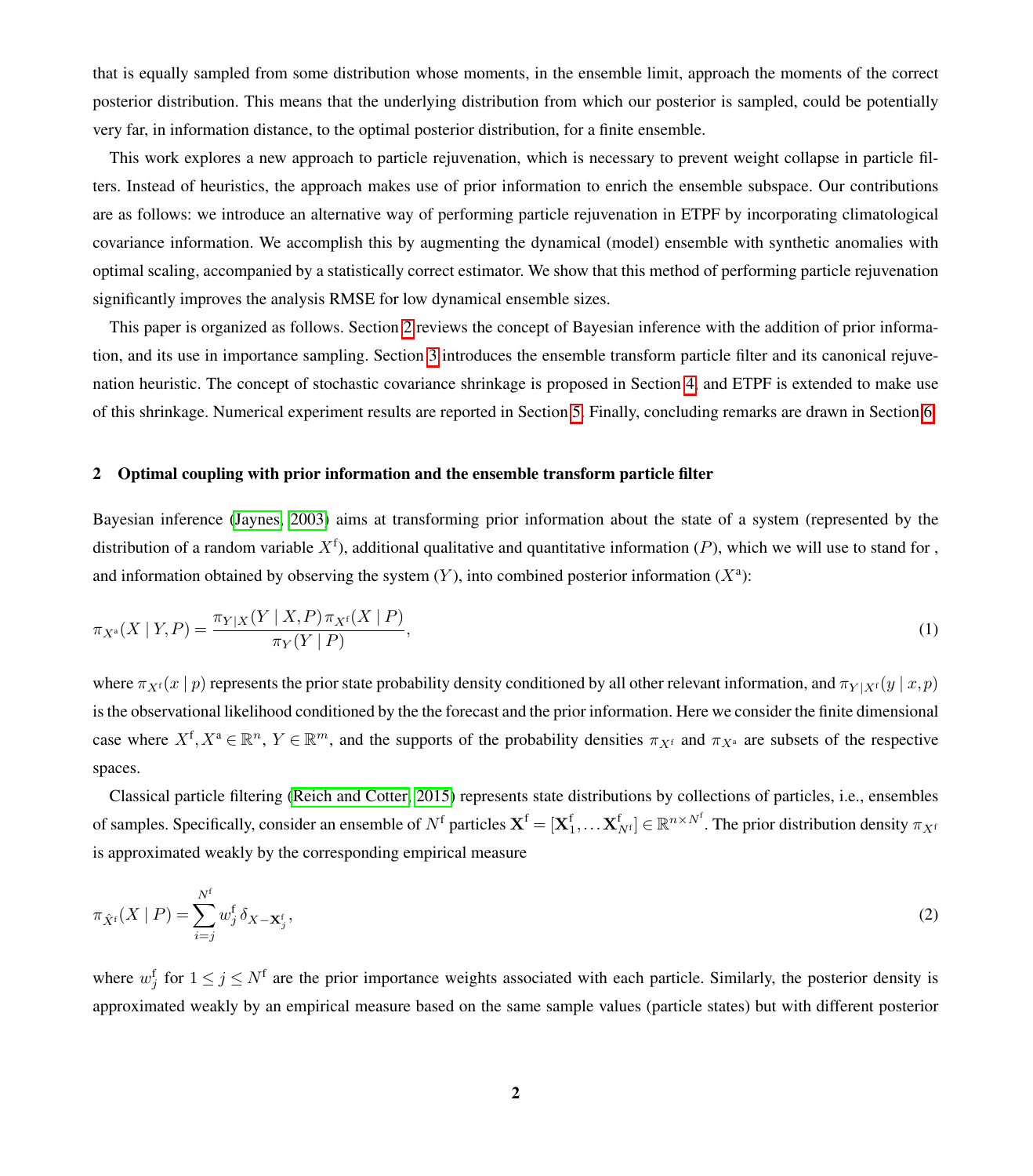that is equally sampled from some distribution whose moments, in the ensemble limit, approach the moments of the correct posterior distribution. This means that the underlying distribution from which our posterior is sampled, could be potentially very far, in information distance, to the optimal posterior distribution, for a finite ensemble.

This work explores a new approach to particle rejuvenation, which is necessary to prevent weight collapse in particle filters. Instead of heuristics, the approach makes use of prior information to enrich the ensemble subspace. Our contributions are as follows: we introduce an alternative way of performing particle rejuvenation in ETPF by incorporating climatological covariance information. We accomplish this by augmenting the dynamical (model) ensemble with synthetic anomalies with optimal scaling, accompanied by a statistically correct estimator. We show that this method of performing particle rejuvenation significantly improves the analysis RMSE for low dynamical ensemble sizes.

This paper is organized as follows. Section 2 reviews the concept of Bayesian inference with the addition of prior information, and its use in importance sampling. Section 3 introduces the ensemble transform particle filter and its canonical rejuvenation heuristic. The concept of stochastic covariance shrinkage is proposed in Section 4, and ETPF is extended to make use of this shrinkage. Numerical experiment results are reported in Section 5. Finally, concluding remarks are drawn in Section 6.

## 2 Optimal coupling with prior information and the ensemble transform particle filter

Bayesian inference (Jaynes, 2003) aims at transforming prior information about the state of a system (represented by the distribution of a random variable $X^{\mathrm{f}}$), additional qualitative and quantitative information ($P$), which we will use to stand for , and information obtained by observing the system ($Y$), into combined posterior information ($X^{\mathrm{a}}$):

$$\pi_{X^{\mathrm{a}}}(X \mid Y, P) = \frac{\pi_{Y|X}(Y \mid X, P)\, \pi_{X^{\mathrm{f}}}(X \mid P)}{\pi_Y(Y \mid P)}, \tag{1}$$

where $\pi_{X^{\mathrm{f}}}(x \mid p)$ represents the prior state probability density conditioned by all other relevant information, and $\pi_{Y|X^{\mathrm{f}}}(y \mid x, p)$ is the observational likelihood conditioned by the the forecast and the prior information. Here we consider the finite dimensional case where $X^{\mathrm{f}}, X^{\mathrm{a}} \in \mathbb{R}^n$, $Y \in \mathbb{R}^m$, and the supports of the probability densities $\pi_{X^{\mathrm{f}}}$ and $\pi_{X^{\mathrm{a}}}$ are subsets of the respective spaces.

Classical particle filtering (Reich and Cotter, 2015) represents state distributions by collections of particles, i.e., ensembles of samples. Specifically, consider an ensemble of $N^{\mathrm{f}}$ particles $\mathbf{X}^{\mathrm{f}} = [\mathbf{X}^{\mathrm{f}}_1, \dots \mathbf{X}^{\mathrm{f}}_{N^{\mathrm{f}}}] \in \mathbb{R}^{n \times N^{\mathrm{f}}}$. The prior distribution density $\pi_{X^{\mathrm{f}}}$ is approximated weakly by the corresponding empirical measure

$$\pi_{\hat{X}^{\mathrm{f}}}(X \mid P) = \sum_{i=j}^{N^{\mathrm{f}}} w^{\mathrm{f}}_j \, \delta_{X - \mathbf{X}^{\mathrm{f}}_j}, \tag{2}$$

where $w^{\mathrm{f}}_j$ for $1 \le j \le N^{\mathrm{f}}$ are the prior importance weights associated with each particle. Similarly, the posterior density is approximated weakly by an empirical measure based on the same sample values (particle states) but with different posterior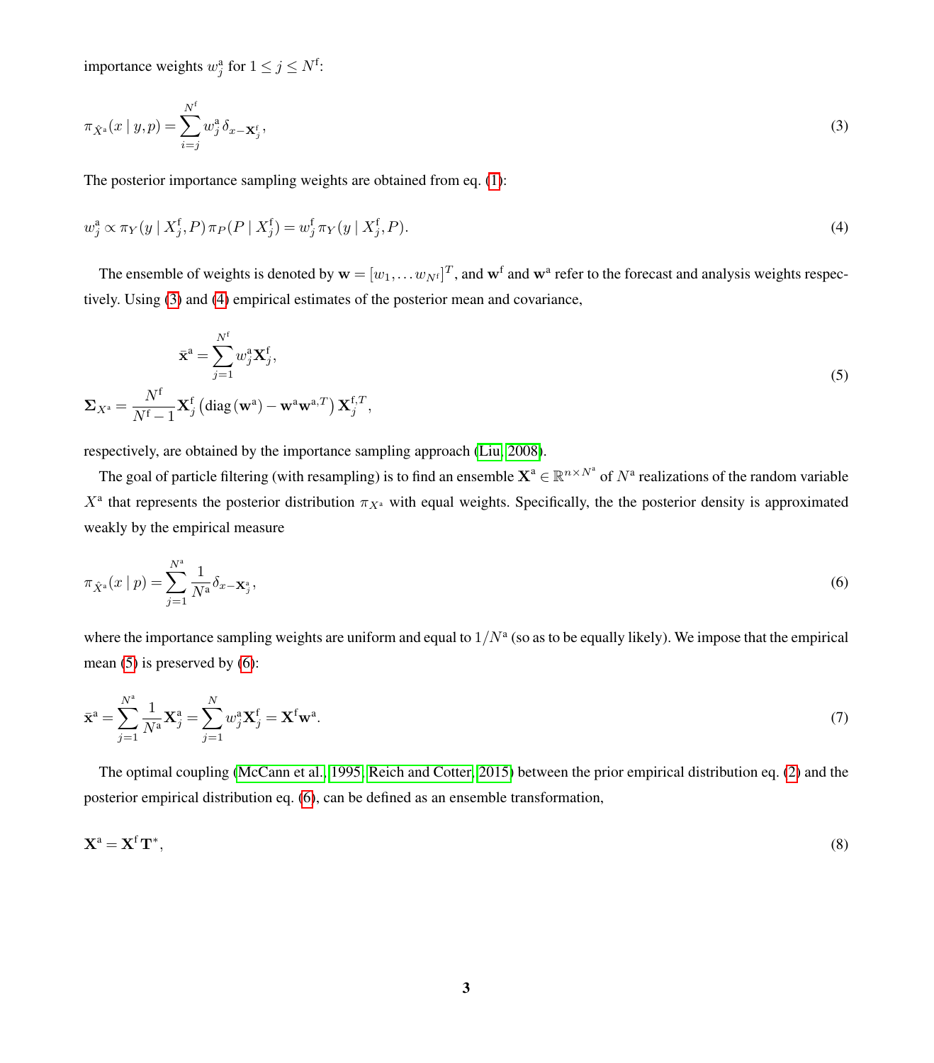importance weights $w_j^{\mathrm{a}}$ for $1 \le j \le N^{\mathrm{f}}$:

$$
\pi_{\hat{X}^{\mathrm{a}}}(x \mid y, p) = \sum_{i=j}^{N^{\mathrm{f}}} w_j^{\mathrm{a}} \delta_{x - \mathbf{X}_j^{\mathrm{f}}}, \tag{3}
$$

The posterior importance sampling weights are obtained from eq. (1):

$$
w_j^{\mathrm{a}} \propto \pi_Y(y \mid X_j^{\mathrm{f}}, P)\, \pi_P(P \mid X_j^{\mathrm{f}}) = w_j^{\mathrm{f}}\, \pi_Y(y \mid X_j^{\mathrm{f}}, P). \tag{4}
$$

The ensemble of weights is denoted by $\mathbf{w} = [w_1, \dots w_{N^{\mathrm{f}}}]^T$, and $\mathbf{w}^{\mathrm{f}}$ and $\mathbf{w}^{\mathrm{a}}$ refer to the forecast and analysis weights respectively. Using (3) and (4) empirical estimates of the posterior mean and covariance,

$$
\begin{aligned}
\bar{\mathbf{x}}^{\mathrm{a}} &= \sum_{j=1}^{N^{\mathrm{f}}} w_j^{\mathrm{a}} \mathbf{X}_j^{\mathrm{f}}, \\
\mathbf{\Sigma}_{X^{\mathrm{a}}} &= \frac{N^{\mathrm{f}}}{N^{\mathrm{f}} - 1} \mathbf{X}_j^{\mathrm{f}} \left( \mathrm{diag}\left(\mathbf{w}^{\mathrm{a}}\right) - \mathbf{w}^{\mathrm{a}} \mathbf{w}^{\mathrm{a},T} \right) \mathbf{X}_j^{\mathrm{f},T},
\end{aligned} \tag{5}
$$

respectively, are obtained by the importance sampling approach (Liu, 2008).

The goal of particle filtering (with resampling) is to find an ensemble $\mathbf{X}^{\mathrm{a}} \in \mathbb{R}^{n \times N^{\mathrm{a}}}$ of $N^{\mathrm{a}}$ realizations of the random variable $X^{\mathrm{a}}$ that represents the posterior distribution $\pi_{X^{\mathrm{a}}}$ with equal weights. Specifically, the the posterior density is approximated weakly by the empirical measure

$$
\pi_{\hat{X}^{\mathrm{a}}}(x \mid p) = \sum_{j=1}^{N^{\mathrm{a}}} \frac{1}{N^{\mathrm{a}}} \delta_{x - \mathbf{X}_j^{\mathrm{a}}}, \tag{6}
$$

where the importance sampling weights are uniform and equal to $1/N^{\mathrm{a}}$ (so as to be equally likely). We impose that the empirical mean (5) is preserved by (6):

$$
\bar{\mathbf{x}}^{\mathrm{a}} = \sum_{j=1}^{N^{\mathrm{a}}} \frac{1}{N^{\mathrm{a}}} \mathbf{X}_j^{\mathrm{a}} = \sum_{j=1}^{N} w_j^{\mathrm{a}} \mathbf{X}_j^{\mathrm{f}} = \mathbf{X}^{\mathrm{f}} \mathbf{w}^{\mathrm{a}}. \tag{7}
$$

The optimal coupling (McCann et al., 1995; Reich and Cotter, 2015) between the prior empirical distribution eq. (2) and the posterior empirical distribution eq. (6), can be defined as an ensemble transformation,

$$
\mathbf{X}^{\mathrm{a}} = \mathbf{X}^{\mathrm{f}} \mathbf{T}^{*}, \tag{8}
$$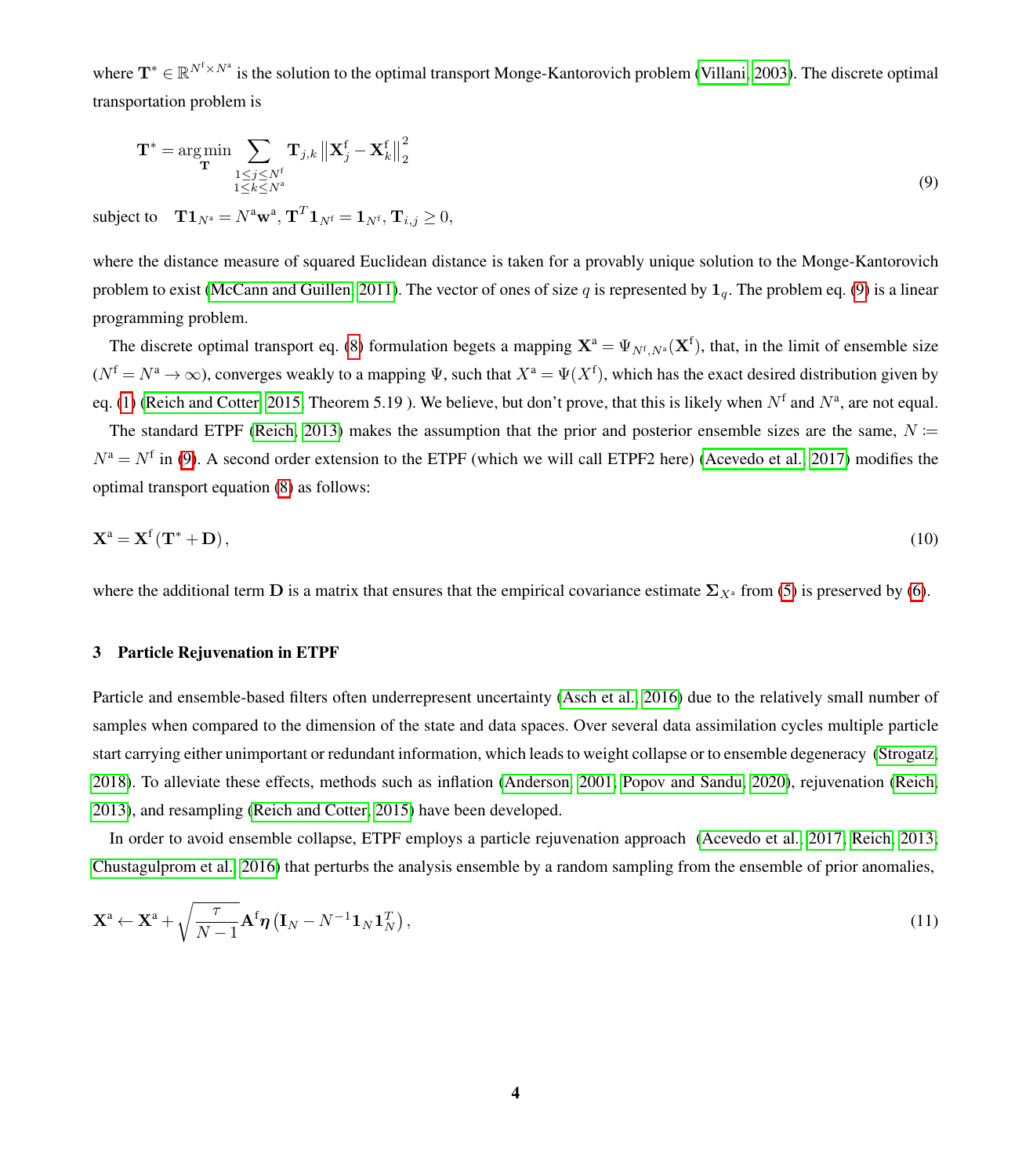where $\mathbf{T}^* \in \mathbb{R}^{N^{\rm f} \times N^{\rm a}}$ is the solution to the optimal transport Monge-Kantorovich problem (Villani, 2003). The discrete optimal transportation problem is

$$
\mathbf{T}^* = \underset{\mathbf{T}}{\arg\min} \sum_{\substack{1 \leq j \leq N^{\rm f} \\ 1 \leq k \leq N^{\rm a}}} \mathbf{T}_{j,k} \left\| \mathbf{X}^{\rm f}_j - \mathbf{X}^{\rm f}_k \right\|_2^2
\quad \text{subject to} \quad \mathbf{T}\mathbf{1}_{N^{\rm a}} = N^{\rm a}\mathbf{w}^{\rm a},\, \mathbf{T}^T\mathbf{1}_{N^{\rm f}} = \mathbf{1}_{N^{\rm f}},\, \mathbf{T}_{i,j} \geq 0, \tag{9}
$$

where the distance measure of squared Euclidean distance is taken for a provably unique solution to the Monge-Kantorovich problem to exist (McCann and Guillen, 2011). The vector of ones of size $q$ is represented by $\mathbf{1}_q$. The problem eq. (9) is a linear programming problem.

The discrete optimal transport eq. (8) formulation begets a mapping $\mathbf{X}^{\rm a} = \Psi_{N^{\rm f},N^{\rm a}}(\mathbf{X}^{\rm f})$, that, in the limit of ensemble size ($N^{\rm f} = N^{\rm a} \to \infty$), converges weakly to a mapping $\Psi$, such that $X^{\rm a} = \Psi(X^{\rm f})$, which has the exact desired distribution given by eq. (1) (Reich and Cotter, 2015, Theorem 5.19 ). We believe, but don't prove, that this is likely when $N^{\rm f}$ and $N^{\rm a}$, are not equal.

The standard ETPF (Reich, 2013) makes the assumption that the prior and posterior ensemble sizes are the same, $N := N^{\rm a} = N^{\rm f}$ in (9). A second order extension to the ETPF (which we will call ETPF2 here) (Acevedo et al., 2017) modifies the optimal transport equation (8) as follows:

$$
\mathbf{X}^{\rm a} = \mathbf{X}^{\rm f}\left(\mathbf{T}^* + \mathbf{D}\right), \tag{10}
$$

where the additional term $\mathbf{D}$ is a matrix that ensures that the empirical covariance estimate $\mathbf{\Sigma}_{X^{\rm a}}$ from (5) is preserved by (6).

## 3 Particle Rejuvenation in ETPF

Particle and ensemble-based filters often underrepresent uncertainty (Asch et al., 2016) due to the relatively small number of samples when compared to the dimension of the state and data spaces. Over several data assimilation cycles multiple particle start carrying either unimportant or redundant information, which leads to weight collapse or to ensemble degeneracy (Strogatz, 2018). To alleviate these effects, methods such as inflation (Anderson, 2001; Popov and Sandu, 2020), rejuvenation (Reich, 2013), and resampling (Reich and Cotter, 2015) have been developed.

In order to avoid ensemble collapse, ETPF employs a particle rejuvenation approach (Acevedo et al., 2017; Reich, 2013; Chustagulprom et al., 2016) that perturbs the analysis ensemble by a random sampling from the ensemble of prior anomalies,

$$
\mathbf{X}^{\rm a} \leftarrow \mathbf{X}^{\rm a} + \sqrt{\frac{\tau}{N-1}}\mathbf{A}^{\rm f}\boldsymbol{\eta}\left(\mathbf{I}_N - N^{-1}\mathbf{1}_N\mathbf{1}_N^T\right), \tag{11}
$$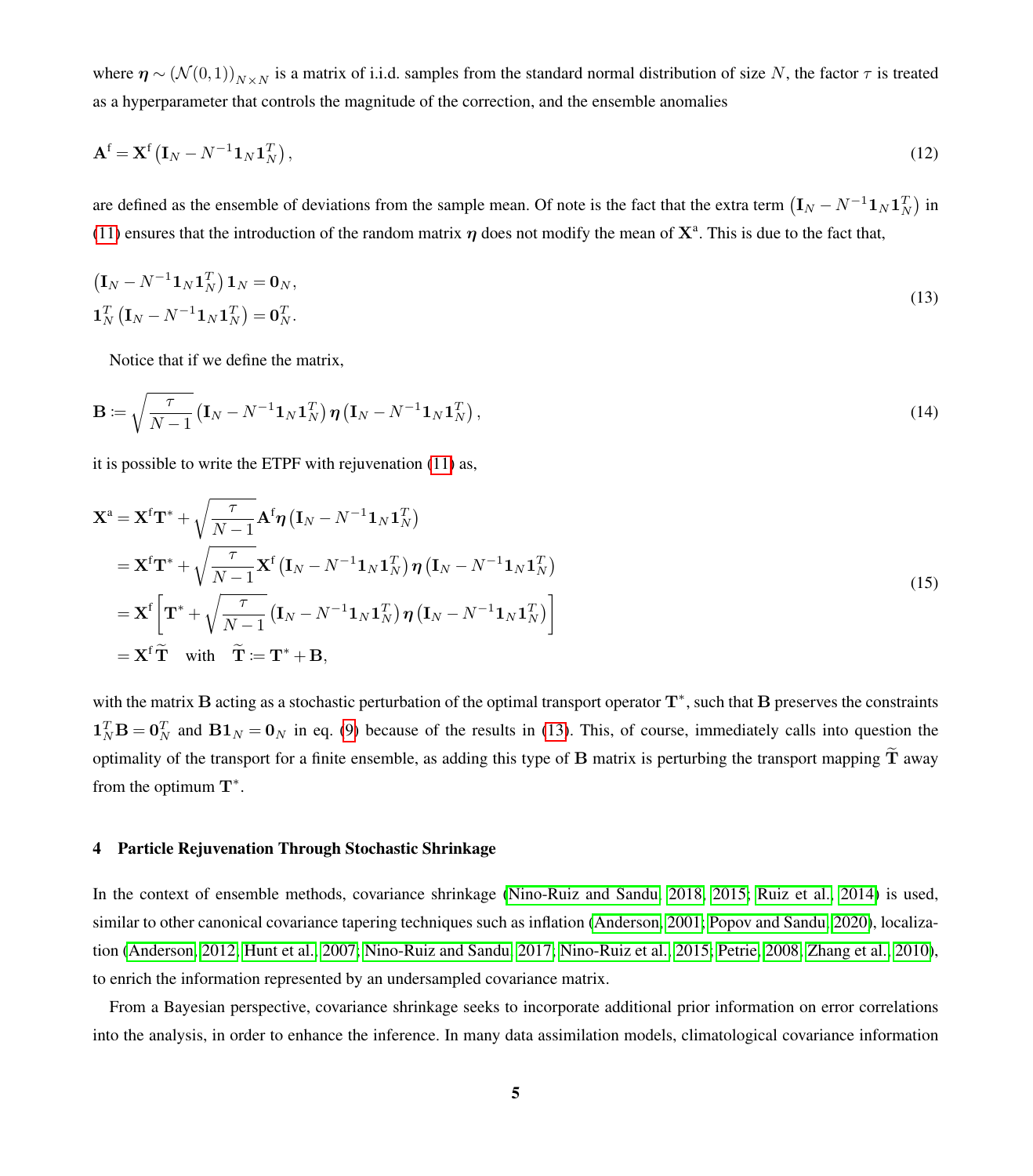where $\boldsymbol{\eta} \sim (\mathcal{N}(0,1))_{N \times N}$ is a matrix of i.i.d. samples from the standard normal distribution of size $N$, the factor $\tau$ is treated as a hyperparameter that controls the magnitude of the correction, and the ensemble anomalies

$$\mathbf{A}^{\mathrm{f}} = \mathbf{X}^{\mathrm{f}} \left( \mathbf{I}_N - N^{-1} \mathbf{1}_N \mathbf{1}_N^T \right), \tag{12}$$

are defined as the ensemble of deviations from the sample mean. Of note is the fact that the extra term $\left( \mathbf{I}_N - N^{-1} \mathbf{1}_N \mathbf{1}_N^T \right)$ in (11) ensures that the introduction of the random matrix $\boldsymbol{\eta}$ does not modify the mean of $\mathbf{X}^{\mathrm{a}}$. This is due to the fact that,

$$\begin{aligned} \left( \mathbf{I}_N - N^{-1} \mathbf{1}_N \mathbf{1}_N^T \right) \mathbf{1}_N &= \mathbf{0}_N, \\ \mathbf{1}_N^T \left( \mathbf{I}_N - N^{-1} \mathbf{1}_N \mathbf{1}_N^T \right) &= \mathbf{0}_N^T. \end{aligned} \tag{13}$$

Notice that if we define the matrix,

$$\mathbf{B} \coloneqq \sqrt{\frac{\tau}{N-1}} \left( \mathbf{I}_N - N^{-1} \mathbf{1}_N \mathbf{1}_N^T \right) \boldsymbol{\eta} \left( \mathbf{I}_N - N^{-1} \mathbf{1}_N \mathbf{1}_N^T \right), \tag{14}$$

it is possible to write the ETPF with rejuvenation (11) as,

$$\begin{aligned} \mathbf{X}^{\mathrm{a}} &= \mathbf{X}^{\mathrm{f}} \mathbf{T}^* + \sqrt{\frac{\tau}{N-1}} \mathbf{A}^{\mathrm{f}} \boldsymbol{\eta} \left( \mathbf{I}_N - N^{-1} \mathbf{1}_N \mathbf{1}_N^T \right) \\ &= \mathbf{X}^{\mathrm{f}} \mathbf{T}^* + \sqrt{\frac{\tau}{N-1}} \mathbf{X}^{\mathrm{f}} \left( \mathbf{I}_N - N^{-1} \mathbf{1}_N \mathbf{1}_N^T \right) \boldsymbol{\eta} \left( \mathbf{I}_N - N^{-1} \mathbf{1}_N \mathbf{1}_N^T \right) \\ &= \mathbf{X}^{\mathrm{f}} \left[ \mathbf{T}^* + \sqrt{\frac{\tau}{N-1}} \left( \mathbf{I}_N - N^{-1} \mathbf{1}_N \mathbf{1}_N^T \right) \boldsymbol{\eta} \left( \mathbf{I}_N - N^{-1} \mathbf{1}_N \mathbf{1}_N^T \right) \right] \\ &= \mathbf{X}^{\mathrm{f}} \widetilde{\mathbf{T}} \quad \text{with} \quad \widetilde{\mathbf{T}} \coloneqq \mathbf{T}^* + \mathbf{B}, \end{aligned} \tag{15}$$

with the matrix $\mathbf{B}$ acting as a stochastic perturbation of the optimal transport operator $\mathbf{T}^*$, such that $\mathbf{B}$ preserves the constraints $\mathbf{1}_N^T \mathbf{B} = \mathbf{0}_N^T$ and $\mathbf{B} \mathbf{1}_N = \mathbf{0}_N$ in eq. (9) because of the results in (13). This, of course, immediately calls into question the optimality of the transport for a finite ensemble, as adding this type of $\mathbf{B}$ matrix is perturbing the transport mapping $\widetilde{\mathbf{T}}$ away from the optimum $\mathbf{T}^*$.

## 4 Particle Rejuvenation Through Stochastic Shrinkage

In the context of ensemble methods, covariance shrinkage (Nino-Ruiz and Sandu, 2018, 2015; Ruiz et al., 2014) is used, similar to other canonical covariance tapering techniques such as inflation (Anderson, 2001; Popov and Sandu, 2020), localization (Anderson, 2012; Hunt et al., 2007; Nino-Ruiz and Sandu, 2017; Nino-Ruiz et al., 2015; Petrie, 2008; Zhang et al., 2010), to enrich the information represented by an undersampled covariance matrix.

From a Bayesian perspective, covariance shrinkage seeks to incorporate additional prior information on error correlations into the analysis, in order to enhance the inference. In many data assimilation models, climatological covariance information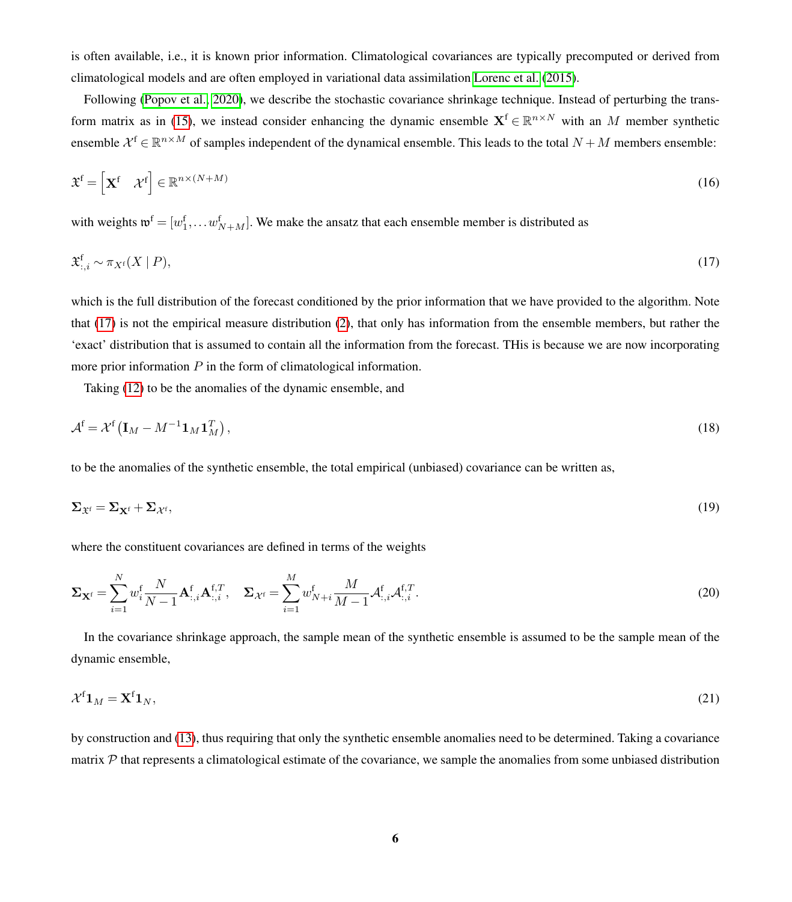is often available, i.e., it is known prior information. Climatological covariances are typically precomputed or derived from climatological models and are often employed in variational data assimilation Lorenc et al. (2015).

Following (Popov et al., 2020), we describe the stochastic covariance shrinkage technique. Instead of perturbing the transform matrix as in (15), we instead consider enhancing the dynamic ensemble $\mathbf{X}^{\mathrm{f}} \in \mathbb{R}^{n\times N}$ with an $M$ member synthetic ensemble $\mathcal{X}^{\mathrm{f}} \in \mathbb{R}^{n\times M}$ of samples independent of the dynamical ensemble. This leads to the total $N+M$ members ensemble:

$$\mathfrak{X}^{\mathrm{f}} = \begin{bmatrix} \mathbf{X}^{\mathrm{f}} & \mathcal{X}^{\mathrm{f}} \end{bmatrix} \in \mathbb{R}^{n\times(N+M)} \tag{16}$$

with weights $\mathfrak{w}^{\mathrm{f}} = [w^{\mathrm{f}}_1, \dots w^{\mathrm{f}}_{N+M}]$. We make the ansatz that each ensemble member is distributed as

$$\mathfrak{X}^{\mathrm{f}}_{:,i} \sim \pi_{X^{\mathrm{f}}}(X \mid P), \tag{17}$$

which is the full distribution of the forecast conditioned by the prior information that we have provided to the algorithm. Note that (17) is not the empirical measure distribution (2), that only has information from the ensemble members, but rather the 'exact' distribution that is assumed to contain all the information from the forecast. THis is because we are now incorporating more prior information $P$ in the form of climatological information.

Taking (12) to be the anomalies of the dynamic ensemble, and

$$\mathcal{A}^{\mathrm{f}} = \mathcal{X}^{\mathrm{f}}\left(\mathbf{I}_M - M^{-1}\mathbf{1}_M\mathbf{1}_M^T\right), \tag{18}$$

to be the anomalies of the synthetic ensemble, the total empirical (unbiased) covariance can be written as,

$$\mathbf{\Sigma}_{\mathfrak{X}^{\mathrm{f}}} = \mathbf{\Sigma}_{\mathbf{X}^{\mathrm{f}}} + \mathbf{\Sigma}_{\mathcal{X}^{\mathrm{f}}}, \tag{19}$$

where the constituent covariances are defined in terms of the weights

$$\mathbf{\Sigma}_{\mathbf{X}^{\mathrm{f}}} = \sum_{i=1}^{N} w^{\mathrm{f}}_i \frac{N}{N-1}\mathbf{A}^{\mathrm{f}}_{:,i}\mathbf{A}^{\mathrm{f},T}_{:,i}, \quad \mathbf{\Sigma}_{\mathcal{X}^{\mathrm{f}}} = \sum_{i=1}^{M} w^{\mathrm{f}}_{N+i} \frac{M}{M-1}\mathcal{A}^{\mathrm{f}}_{:,i}\mathcal{A}^{\mathrm{f},T}_{:,i}. \tag{20}$$

In the covariance shrinkage approach, the sample mean of the synthetic ensemble is assumed to be the sample mean of the dynamic ensemble,

$$\mathcal{X}^{\mathrm{f}}\mathbf{1}_M = \mathbf{X}^{\mathrm{f}}\mathbf{1}_N, \tag{21}$$

by construction and (13), thus requiring that only the synthetic ensemble anomalies need to be determined. Taking a covariance matrix $\mathcal{P}$ that represents a climatological estimate of the covariance, we sample the anomalies from some unbiased distribution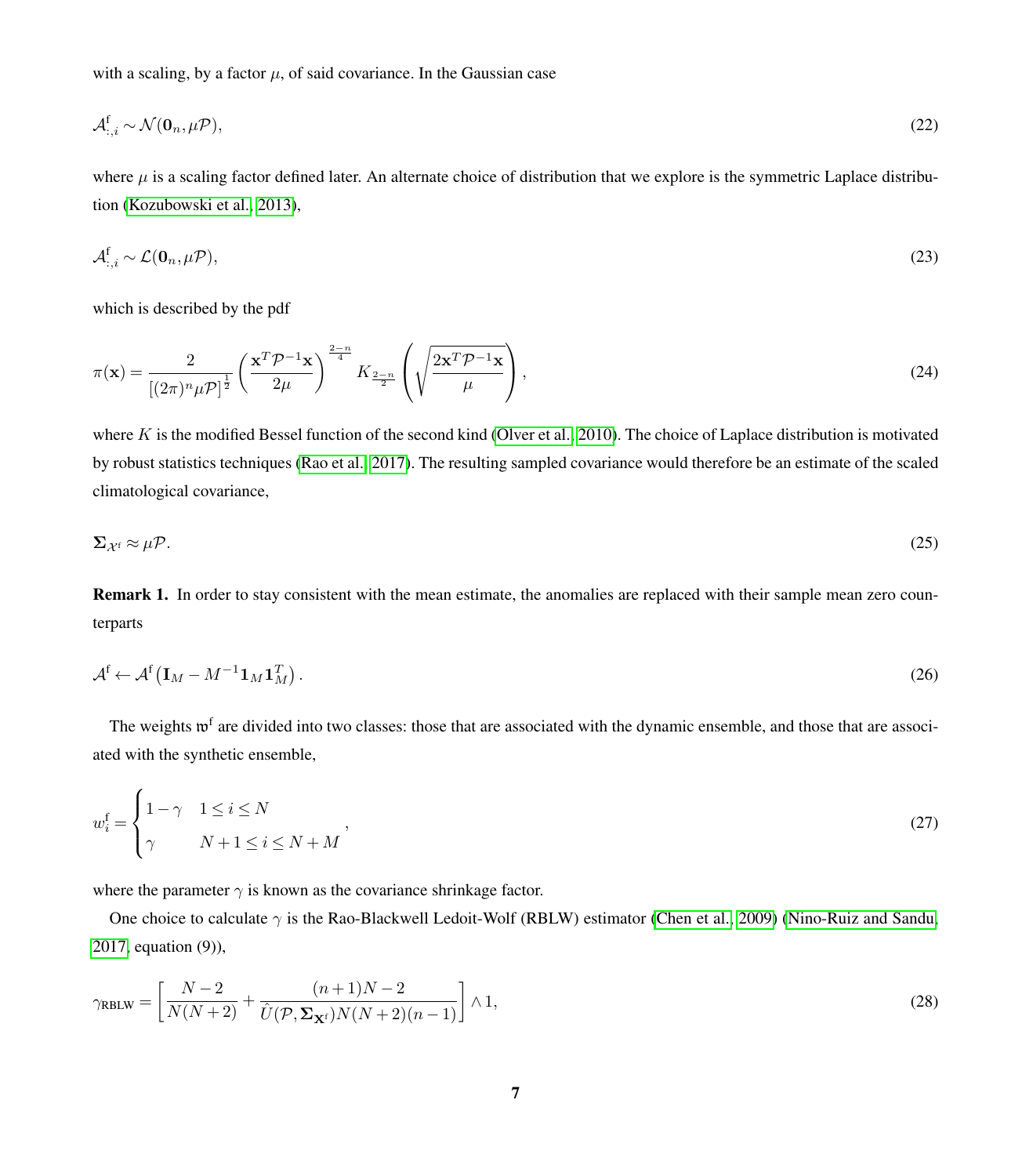with a scaling, by a factor $\mu$, of said covariance. In the Gaussian case

$$\mathcal{A}^{\mathrm{f}}_{:,i} \sim \mathcal{N}(\mathbf{0}_n, \mu\mathcal{P}), \tag{22}$$

where $\mu$ is a scaling factor defined later. An alternate choice of distribution that we explore is the symmetric Laplace distribution (Kozubowski et al., 2013),

$$\mathcal{A}^{\mathrm{f}}_{:,i} \sim \mathcal{L}(\mathbf{0}_n, \mu\mathcal{P}), \tag{23}$$

which is described by the pdf

$$\pi(\mathbf{x}) = \frac{2}{\left[(2\pi)^n \mu \mathcal{P}\right]^{\frac{1}{2}}} \left(\frac{\mathbf{x}^T \mathcal{P}^{-1} \mathbf{x}}{2\mu}\right)^{\frac{2-n}{4}} K_{\frac{2-n}{2}}\left(\sqrt{\frac{2\mathbf{x}^T \mathcal{P}^{-1}\mathbf{x}}{\mu}}\right), \tag{24}$$

where $K$ is the modified Bessel function of the second kind (Olver et al., 2010). The choice of Laplace distribution is motivated by robust statistics techniques (Rao et al., 2017). The resulting sampled covariance would therefore be an estimate of the scaled climatological covariance,

$$\mathbf{\Sigma}_{\mathcal{X}^{\mathrm{f}}} \approx \mu\mathcal{P}. \tag{25}$$

**Remark 1.** In order to stay consistent with the mean estimate, the anomalies are replaced with their sample mean zero counterparts

$$\mathcal{A}^{\mathrm{f}} \leftarrow \mathcal{A}^{\mathrm{f}}\left(\mathbf{I}_M - M^{-1}\mathbf{1}_M \mathbf{1}_M^T\right). \tag{26}$$

The weights $\mathfrak{w}^{\mathrm{f}}$ are divided into two classes: those that are associated with the dynamic ensemble, and those that are associated with the synthetic ensemble,

$$w^{\mathrm{f}}_i = \begin{cases} 1-\gamma & 1 \leq i \leq N \\ \gamma & N+1 \leq i \leq N+M \end{cases}, \tag{27}$$

where the parameter $\gamma$ is known as the covariance shrinkage factor.

One choice to calculate $\gamma$ is the Rao-Blackwell Ledoit-Wolf (RBLW) estimator (Chen et al., 2009) (Nino-Ruiz and Sandu, 2017, equation (9)),

$$\gamma_{\mathrm{RBLW}} = \left[\frac{N-2}{N(N+2)} + \frac{(n+1)N-2}{\hat{U}(\mathcal{P}, \mathbf{\Sigma}_{\mathbf{X}^{\mathrm{f}}})N(N+2)(n-1)}\right] \wedge 1, \tag{28}$$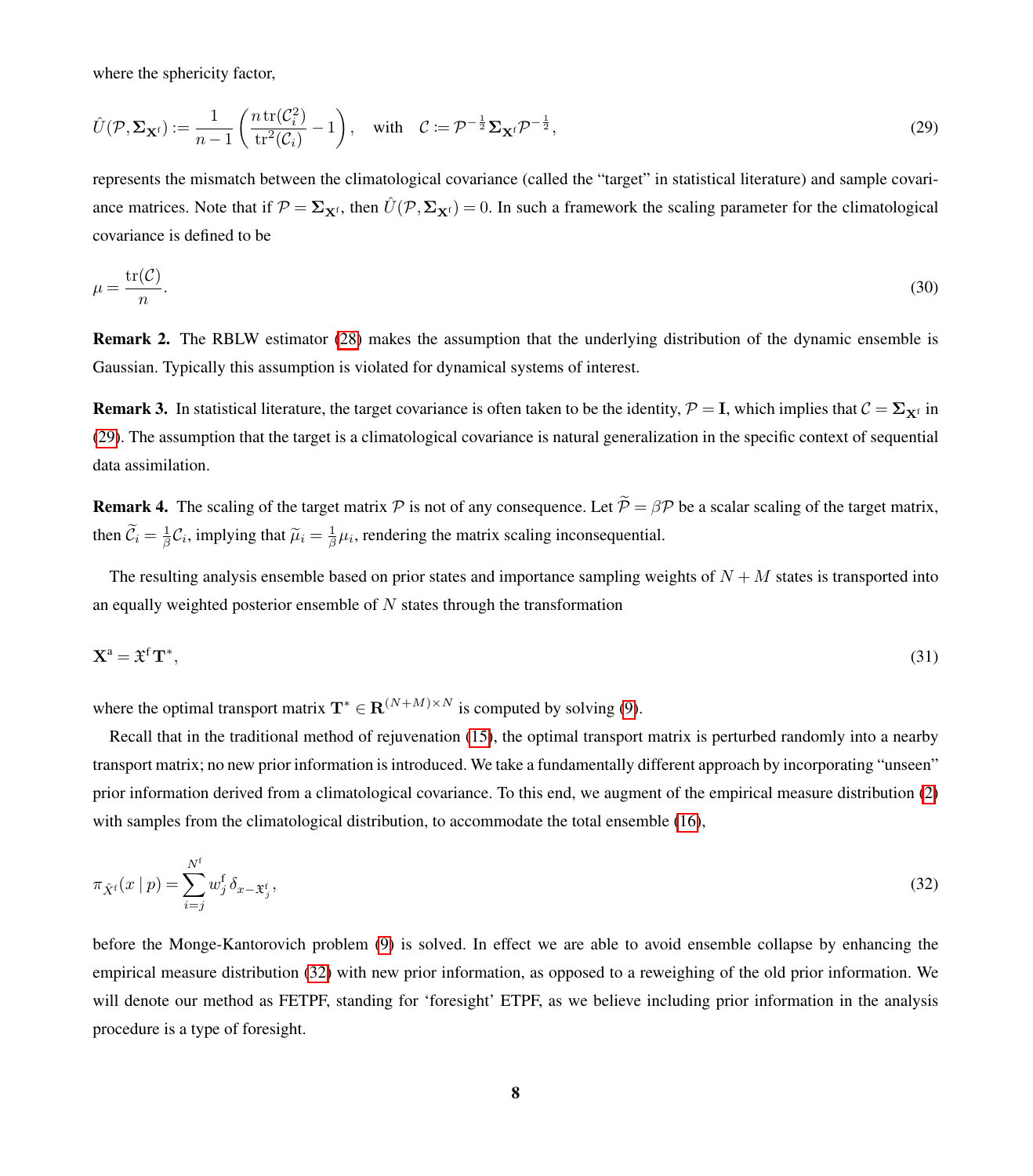where the sphericity factor,

$$\hat{U}(\mathcal{P}, \mathbf{\Sigma}_{\mathbf{X}^{\mathrm{f}}}) := \frac{1}{n-1}\left(\frac{n\,\mathrm{tr}(\mathcal{C}_i^2)}{\mathrm{tr}^2(\mathcal{C}_i)} - 1\right), \quad \text{with} \quad \mathcal{C} := \mathcal{P}^{-\frac{1}{2}}\mathbf{\Sigma}_{\mathbf{X}^{\mathrm{f}}}\mathcal{P}^{-\frac{1}{2}}, \tag{29}$$

represents the mismatch between the climatological covariance (called the "target" in statistical literature) and sample covariance matrices. Note that if $\mathcal{P} = \mathbf{\Sigma}_{\mathbf{X}^{\mathrm{f}}}$, then $\hat{U}(\mathcal{P}, \mathbf{\Sigma}_{\mathbf{X}^{\mathrm{f}}}) = 0$. In such a framework the scaling parameter for the climatological covariance is defined to be

$$\mu = \frac{\mathrm{tr}(\mathcal{C})}{n}. \tag{30}$$

**Remark 2.** The RBLW estimator (28) makes the assumption that the underlying distribution of the dynamic ensemble is Gaussian. Typically this assumption is violated for dynamical systems of interest.

**Remark 3.** In statistical literature, the target covariance is often taken to be the identity, $\mathcal{P} = \mathbf{I}$, which implies that $\mathcal{C} = \mathbf{\Sigma}_{\mathbf{X}^{\mathrm{f}}}$ in (29). The assumption that the target is a climatological covariance is natural generalization in the specific context of sequential data assimilation.

**Remark 4.** The scaling of the target matrix $\mathcal{P}$ is not of any consequence. Let $\widetilde{\mathcal{P}} = \beta\mathcal{P}$ be a scalar scaling of the target matrix, then $\widetilde{\mathcal{C}}_i = \frac{1}{\beta}\mathcal{C}_i$, implying that $\widetilde{\mu}_i = \frac{1}{\beta}\mu_i$, rendering the matrix scaling inconsequential.

The resulting analysis ensemble based on prior states and importance sampling weights of $N+M$ states is transported into an equally weighted posterior ensemble of $N$ states through the transformation

$$\mathbf{X}^{\mathrm{a}} = \mathfrak{X}^{\mathrm{f}}\mathbf{T}^{*}, \tag{31}$$

where the optimal transport matrix $\mathbf{T}^{*} \in \mathbf{R}^{(N+M)\times N}$ is computed by solving (9).

Recall that in the traditional method of rejuvenation (15), the optimal transport matrix is perturbed randomly into a nearby transport matrix; no new prior information is introduced. We take a fundamentally different approach by incorporating "unseen" prior information derived from a climatological covariance. To this end, we augment of the empirical measure distribution (2) with samples from the climatological distribution, to accommodate the total ensemble (16),

$$\pi_{\hat{X}^{\mathrm{f}}}(x \mid p) = \sum_{i=j}^{N^{\mathrm{f}}} w_j^{\mathrm{f}}\,\delta_{x-\mathfrak{X}_j^{\mathrm{f}}}, \tag{32}$$

before the Monge-Kantorovich problem (9) is solved. In effect we are able to avoid ensemble collapse by enhancing the empirical measure distribution (32) with new prior information, as opposed to a reweighing of the old prior information. We will denote our method as FETPF, standing for 'foresight' ETPF, as we believe including prior information in the analysis procedure is a type of foresight.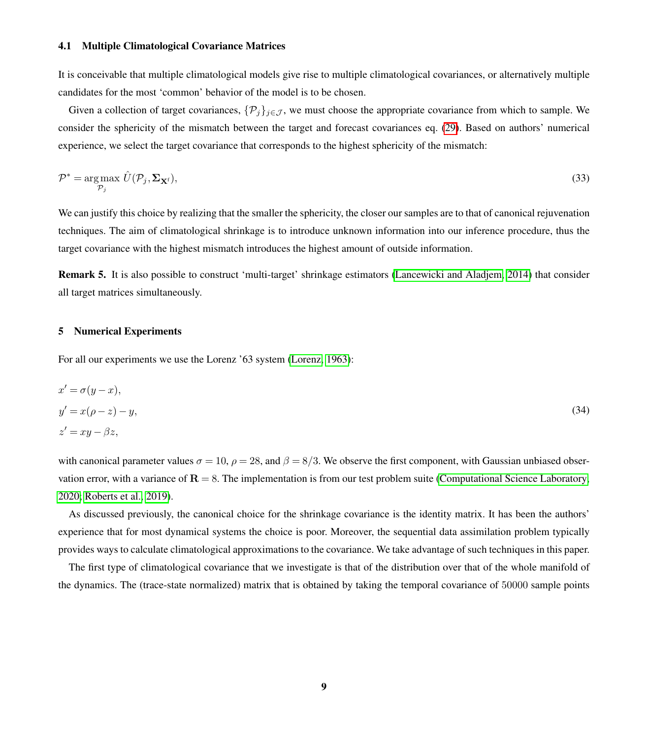### 4.1 Multiple Climatological Covariance Matrices

It is conceivable that multiple climatological models give rise to multiple climatological covariances, or alternatively multiple candidates for the most 'common' behavior of the model is to be chosen.

Given a collection of target covariances, $\{\mathcal{P}_j\}_{j\in\mathcal{J}}$, we must choose the appropriate covariance from which to sample. We consider the sphericity of the mismatch between the target and forecast covariances eq. (29). Based on authors' numerical experience, we select the target covariance that corresponds to the highest sphericity of the mismatch:

$$\mathcal{P}^* = \underset{\mathcal{P}_j}{\arg\max}\ \hat{U}(\mathcal{P}_j, \mathbf{\Sigma}_{\mathbf{X}^{\mathrm{f}}}), \tag{33}$$

We can justify this choice by realizing that the smaller the sphericity, the closer our samples are to that of canonical rejuvenation techniques. The aim of climatological shrinkage is to introduce unknown information into our inference procedure, thus the target covariance with the highest mismatch introduces the highest amount of outside information.

**Remark 5.** It is also possible to construct 'multi-target' shrinkage estimators (Lancewicki and Aladjem, 2014) that consider all target matrices simultaneously.

## 5 Numerical Experiments

For all our experiments we use the Lorenz '63 system (Lorenz, 1963):

$$\begin{aligned}
x' &= \sigma(y - x),\\
y' &= x(\rho - z) - y,\\
z' &= xy - \beta z,
\end{aligned} \tag{34}$$

with canonical parameter values $\sigma = 10$, $\rho = 28$, and $\beta = 8/3$. We observe the first component, with Gaussian unbiased observation error, with a variance of $\mathbf{R} = 8$. The implementation is from our test problem suite (Computational Science Laboratory, 2020; Roberts et al., 2019).

As discussed previously, the canonical choice for the shrinkage covariance is the identity matrix. It has been the authors' experience that for most dynamical systems the choice is poor. Moreover, the sequential data assimilation problem typically provides ways to calculate climatological approximations to the covariance. We take advantage of such techniques in this paper.

The first type of climatological covariance that we investigate is that of the distribution over that of the whole manifold of the dynamics. The (trace-state normalized) matrix that is obtained by taking the temporal covariance of $50000$ sample points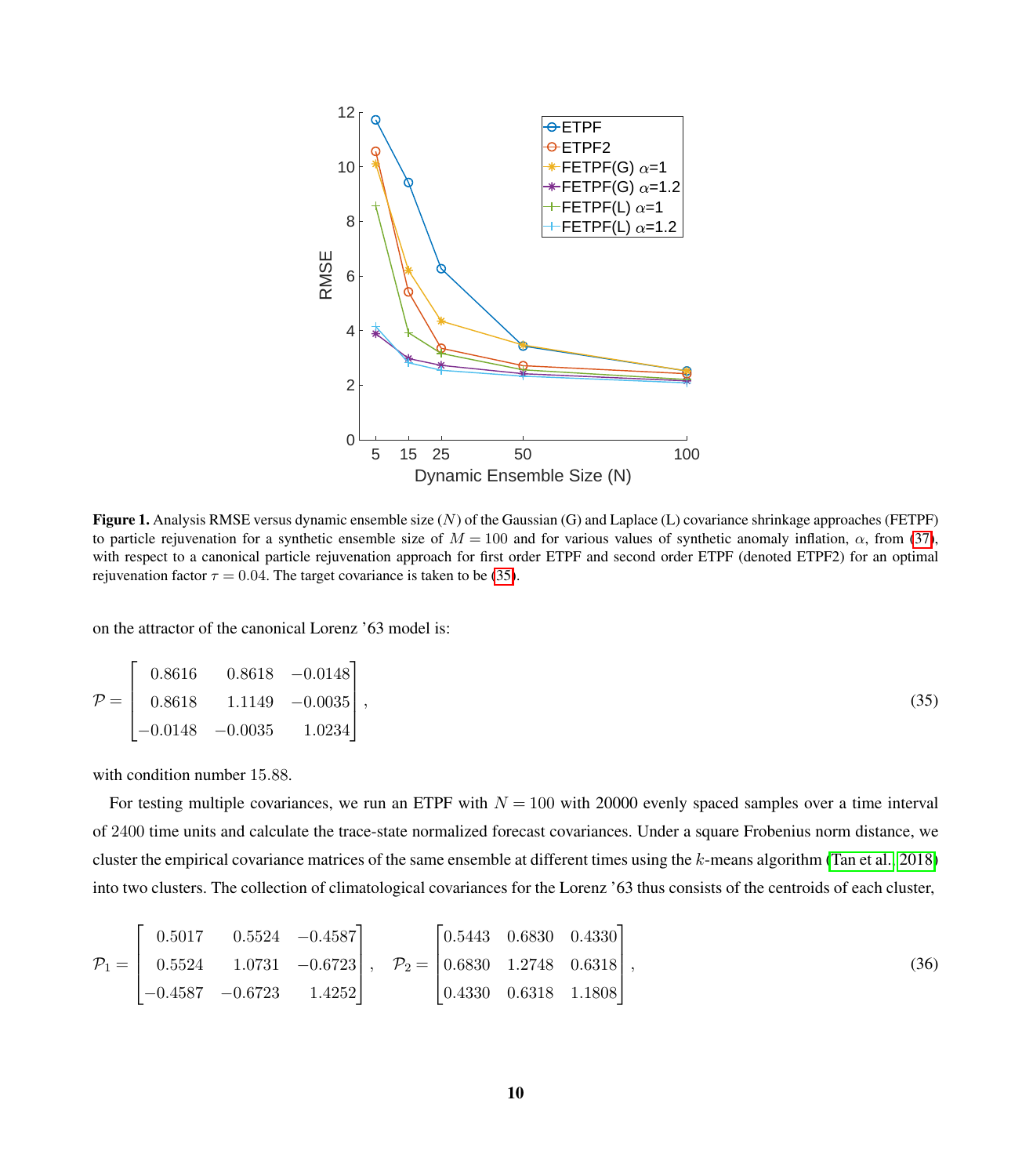12
10
8
6
4
2
0
RMSE
5 15 25 50 100
Dynamic Ensemble Size (N)
ETPF
ETPF2
FETPF(G) $\alpha$=1
FETPF(G) $\alpha$=1.2
FETPF(L) $\alpha$=1
FETPF(L) $\alpha$=1.2

**Figure 1.** Analysis RMSE versus dynamic ensemble size ($N$) of the Gaussian (G) and Laplace (L) covariance shrinkage approaches (FETPF) to particle rejuvenation for a synthetic ensemble size of $M = 100$ and for various values of synthetic anomaly inflation, $\alpha$, from (37), with respect to a canonical particle rejuvenation approach for first order ETPF and second order ETPF (denoted ETPF2) for an optimal rejuvenation factor $\tau = 0.04$. The target covariance is taken to be (35).

on the attractor of the canonical Lorenz '63 model is:

$$\mathcal{P} = \begin{bmatrix} 0.8616 & 0.8618 & -0.0148 \\ 0.8618 & 1.1149 & -0.0035 \\ -0.0148 & -0.0035 & 1.0234 \end{bmatrix}, \tag{35}$$

with condition number 15.88.

For testing multiple covariances, we run an ETPF with $N = 100$ with 20000 evenly spaced samples over a time interval of 2400 time units and calculate the trace-state normalized forecast covariances. Under a square Frobenius norm distance, we cluster the empirical covariance matrices of the same ensemble at different times using the $k$-means algorithm (Tan et al., 2018) into two clusters. The collection of climatological covariances for the Lorenz '63 thus consists of the centroids of each cluster,

$$\mathcal{P}_1 = \begin{bmatrix} 0.5017 & 0.5524 & -0.4587 \\ 0.5524 & 1.0731 & -0.6723 \\ -0.4587 & -0.6723 & 1.4252 \end{bmatrix}, \quad \mathcal{P}_2 = \begin{bmatrix} 0.5443 & 0.6830 & 0.4330 \\ 0.6830 & 1.2748 & 0.6318 \\ 0.4330 & 0.6318 & 1.1808 \end{bmatrix}, \tag{36}$$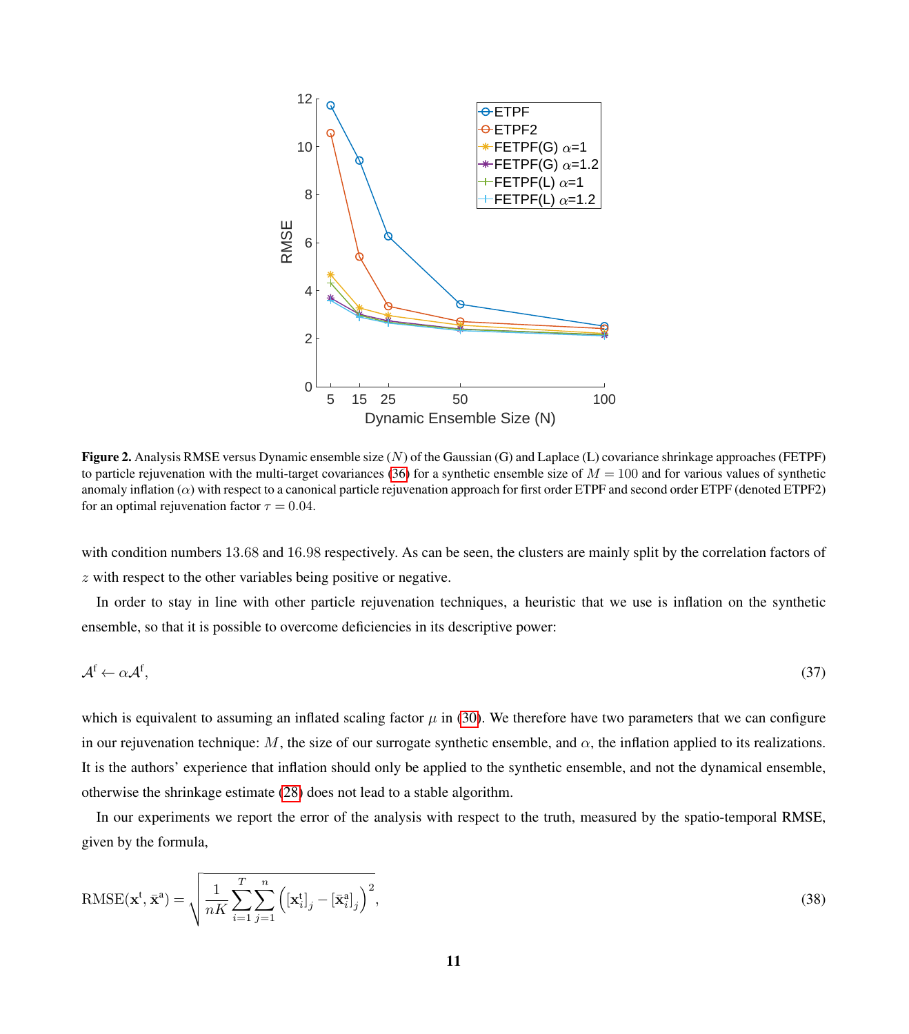RMSE

Dynamic Ensemble Size (N)

12
10
8
6
4
2
0

5 15 25 50 100

ETPF
ETPF2
FETPF(G) $\alpha$=1
FETPF(G) $\alpha$=1.2
FETPF(L) $\alpha$=1
FETPF(L) $\alpha$=1.2

**Figure 2.** Analysis RMSE versus Dynamic ensemble size ($N$) of the Gaussian (G) and Laplace (L) covariance shrinkage approaches (FETPF) to particle rejuvenation with the multi-target covariances (36) for a synthetic ensemble size of $M = 100$ and for various values of synthetic anomaly inflation ($\alpha$) with respect to a canonical particle rejuvenation approach for first order ETPF and second order ETPF (denoted ETPF2) for an optimal rejuvenation factor $\tau = 0.04$.

with condition numbers 13.68 and 16.98 respectively. As can be seen, the clusters are mainly split by the correlation factors of $z$ with respect to the other variables being positive or negative.

In order to stay in line with other particle rejuvenation techniques, a heuristic that we use is inflation on the synthetic ensemble, so that it is possible to overcome deficiencies in its descriptive power:

$$\mathcal{A}^{\mathrm{f}} \leftarrow \alpha \mathcal{A}^{\mathrm{f}}, \tag{37}$$

which is equivalent to assuming an inflated scaling factor $\mu$ in (30). We therefore have two parameters that we can configure in our rejuvenation technique: $M$, the size of our surrogate synthetic ensemble, and $\alpha$, the inflation applied to its realizations. It is the authors' experience that inflation should only be applied to the synthetic ensemble, and not the dynamical ensemble, otherwise the shrinkage estimate (28) does not lead to a stable algorithm.

In our experiments we report the error of the analysis with respect to the truth, measured by the spatio-temporal RMSE, given by the formula,

$$\mathrm{RMSE}(\mathbf{x}^{\mathrm{t}}, \bar{\mathbf{x}}^{\mathrm{a}}) = \sqrt{\frac{1}{nK} \sum_{i=1}^{T} \sum_{j=1}^{n} \left( [\mathbf{x}_i^{\mathrm{t}}]_j - [\bar{\mathbf{x}}_i^{\mathrm{a}}]_j \right)^2}, \tag{38}$$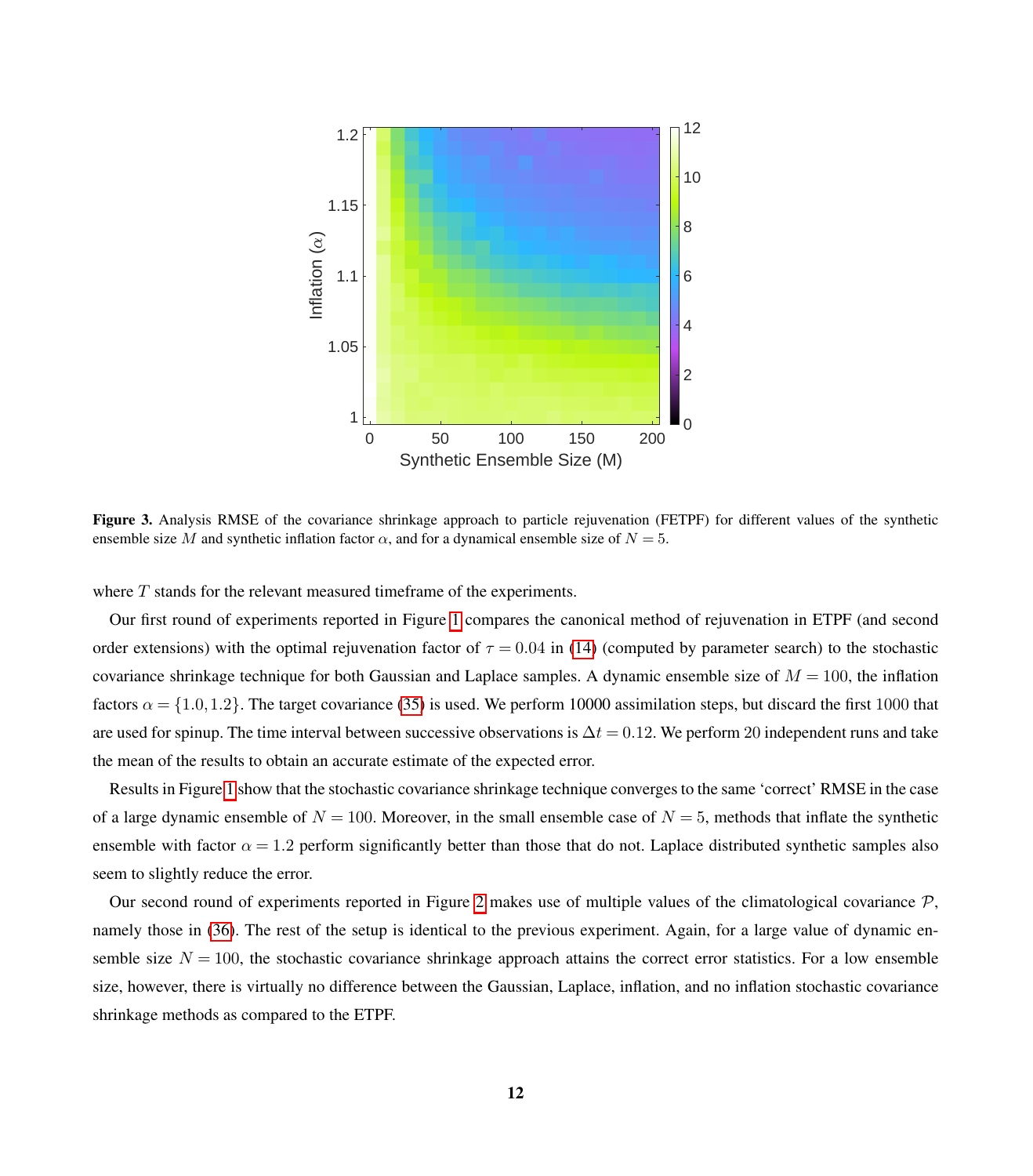Inflation ($\alpha$)

1.2

1.15

1.1

1.05

1

0

50

100

150

200

Synthetic Ensemble Size (M)

12

10

8

6

4

2

0

**Figure 3.** Analysis RMSE of the covariance shrinkage approach to particle rejuvenation (FETPF) for different values of the synthetic ensemble size $M$ and synthetic inflation factor $\alpha$, and for a dynamical ensemble size of $N = 5$.

where $T$ stands for the relevant measured timeframe of the experiments.

Our first round of experiments reported in Figure 1 compares the canonical method of rejuvenation in ETPF (and second order extensions) with the optimal rejuvenation factor of $\tau = 0.04$ in (14) (computed by parameter search) to the stochastic covariance shrinkage technique for both Gaussian and Laplace samples. A dynamic ensemble size of $M = 100$, the inflation factors $\alpha = \{1.0, 1.2\}$. The target covariance (35) is used. We perform 10000 assimilation steps, but discard the first 1000 that are used for spinup. The time interval between successive observations is $\Delta t = 0.12$. We perform 20 independent runs and take the mean of the results to obtain an accurate estimate of the expected error.

Results in Figure 1 show that the stochastic covariance shrinkage technique converges to the same 'correct' RMSE in the case of a large dynamic ensemble of $N = 100$. Moreover, in the small ensemble case of $N = 5$, methods that inflate the synthetic ensemble with factor $\alpha = 1.2$ perform significantly better than those that do not. Laplace distributed synthetic samples also seem to slightly reduce the error.

Our second round of experiments reported in Figure 2 makes use of multiple values of the climatological covariance $\mathcal{P}$, namely those in (36). The rest of the setup is identical to the previous experiment. Again, for a large value of dynamic ensemble size $N = 100$, the stochastic covariance shrinkage approach attains the correct error statistics. For a low ensemble size, however, there is virtually no difference between the Gaussian, Laplace, inflation, and no inflation stochastic covariance shrinkage methods as compared to the ETPF.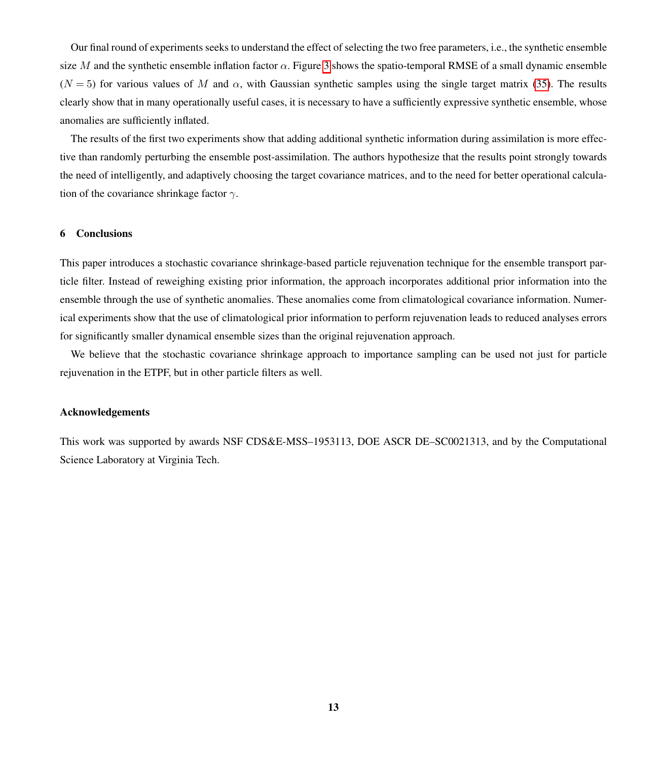Our final round of experiments seeks to understand the effect of selecting the two free parameters, i.e., the synthetic ensemble size $M$ and the synthetic ensemble inflation factor $\alpha$. Figure 3 shows the spatio-temporal RMSE of a small dynamic ensemble ($N = 5$) for various values of $M$ and $\alpha$, with Gaussian synthetic samples using the single target matrix (35). The results clearly show that in many operationally useful cases, it is necessary to have a sufficiently expressive synthetic ensemble, whose anomalies are sufficiently inflated.

The results of the first two experiments show that adding additional synthetic information during assimilation is more effective than randomly perturbing the ensemble post-assimilation. The authors hypothesize that the results point strongly towards the need of intelligently, and adaptively choosing the target covariance matrices, and to the need for better operational calculation of the covariance shrinkage factor $\gamma$.

## 6 Conclusions

This paper introduces a stochastic covariance shrinkage-based particle rejuvenation technique for the ensemble transport particle filter. Instead of reweighing existing prior information, the approach incorporates additional prior information into the ensemble through the use of synthetic anomalies. These anomalies come from climatological covariance information. Numerical experiments show that the use of climatological prior information to perform rejuvenation leads to reduced analyses errors for significantly smaller dynamical ensemble sizes than the original rejuvenation approach.

We believe that the stochastic covariance shrinkage approach to importance sampling can be used not just for particle rejuvenation in the ETPF, but in other particle filters as well.

### Acknowledgements

This work was supported by awards NSF CDS&E-MSS–1953113, DOE ASCR DE–SC0021313, and by the Computational Science Laboratory at Virginia Tech.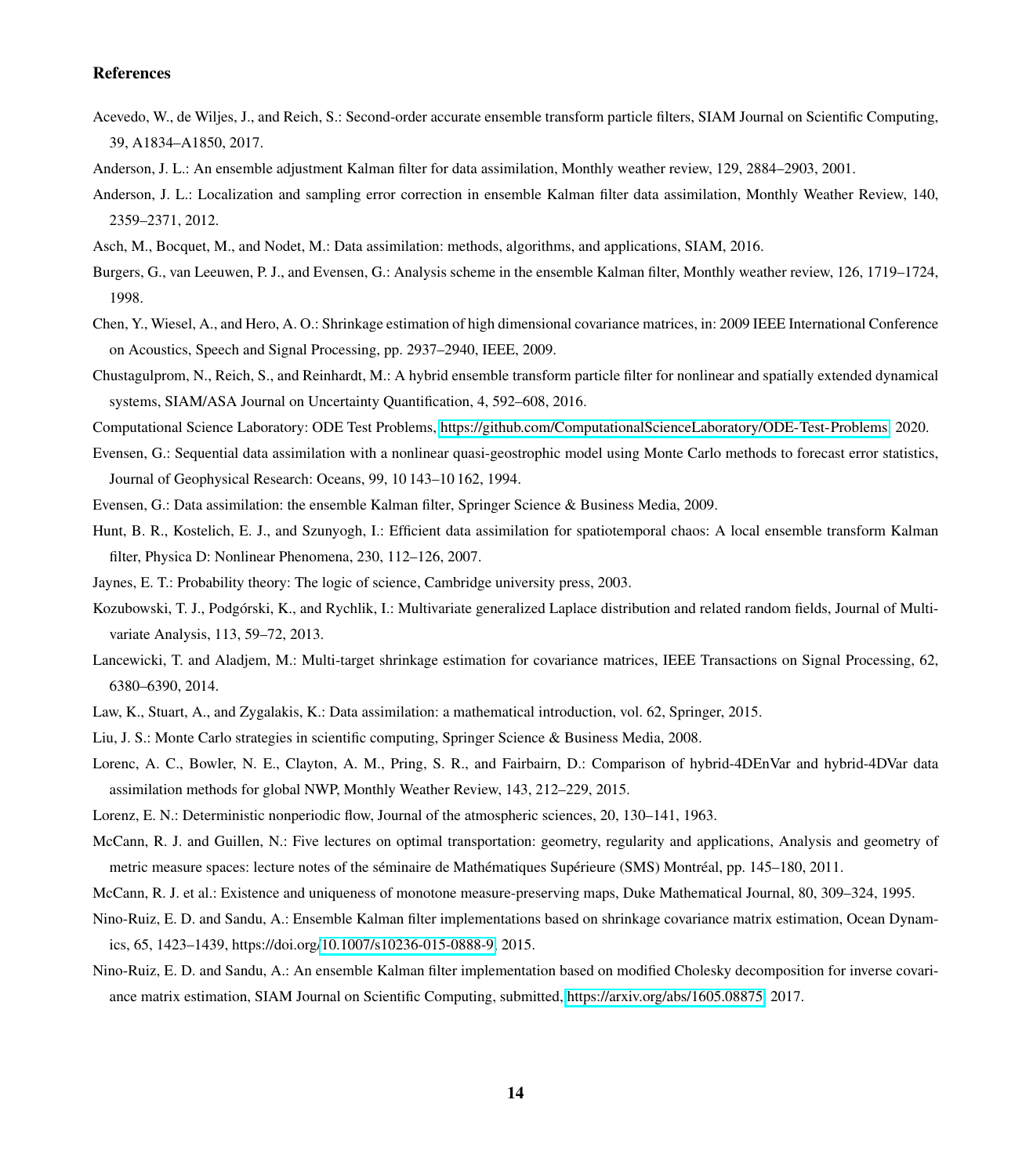# References

Acevedo, W., de Wiljes, J., and Reich, S.: Second-order accurate ensemble transform particle filters, SIAM Journal on Scientific Computing, 39, A1834–A1850, 2017.

Anderson, J. L.: An ensemble adjustment Kalman filter for data assimilation, Monthly weather review, 129, 2884–2903, 2001.

Anderson, J. L.: Localization and sampling error correction in ensemble Kalman filter data assimilation, Monthly Weather Review, 140, 2359–2371, 2012.

Asch, M., Bocquet, M., and Nodet, M.: Data assimilation: methods, algorithms, and applications, SIAM, 2016.

Burgers, G., van Leeuwen, P. J., and Evensen, G.: Analysis scheme in the ensemble Kalman filter, Monthly weather review, 126, 1719–1724, 1998.

Chen, Y., Wiesel, A., and Hero, A. O.: Shrinkage estimation of high dimensional covariance matrices, in: 2009 IEEE International Conference on Acoustics, Speech and Signal Processing, pp. 2937–2940, IEEE, 2009.

Chustagulprom, N., Reich, S., and Reinhardt, M.: A hybrid ensemble transform particle filter for nonlinear and spatially extended dynamical systems, SIAM/ASA Journal on Uncertainty Quantification, 4, 592–608, 2016.

Computational Science Laboratory: ODE Test Problems, https://github.com/ComputationalScienceLaboratory/ODE-Test-Problems, 2020.

Evensen, G.: Sequential data assimilation with a nonlinear quasi-geostrophic model using Monte Carlo methods to forecast error statistics, Journal of Geophysical Research: Oceans, 99, 10 143–10 162, 1994.

Evensen, G.: Data assimilation: the ensemble Kalman filter, Springer Science & Business Media, 2009.

Hunt, B. R., Kostelich, E. J., and Szunyogh, I.: Efficient data assimilation for spatiotemporal chaos: A local ensemble transform Kalman filter, Physica D: Nonlinear Phenomena, 230, 112–126, 2007.

Jaynes, E. T.: Probability theory: The logic of science, Cambridge university press, 2003.

Kozubowski, T. J., Podgórski, K., and Rychlik, I.: Multivariate generalized Laplace distribution and related random fields, Journal of Multivariate Analysis, 113, 59–72, 2013.

Lancewicki, T. and Aladjem, M.: Multi-target shrinkage estimation for covariance matrices, IEEE Transactions on Signal Processing, 62, 6380–6390, 2014.

Law, K., Stuart, A., and Zygalakis, K.: Data assimilation: a mathematical introduction, vol. 62, Springer, 2015.

Liu, J. S.: Monte Carlo strategies in scientific computing, Springer Science & Business Media, 2008.

Lorenc, A. C., Bowler, N. E., Clayton, A. M., Pring, S. R., and Fairbairn, D.: Comparison of hybrid-4DEnVar and hybrid-4DVar data assimilation methods for global NWP, Monthly Weather Review, 143, 212–229, 2015.

Lorenz, E. N.: Deterministic nonperiodic flow, Journal of the atmospheric sciences, 20, 130–141, 1963.

McCann, R. J. and Guillen, N.: Five lectures on optimal transportation: geometry, regularity and applications, Analysis and geometry of metric measure spaces: lecture notes of the séminaire de Mathématiques Supérieure (SMS) Montréal, pp. 145–180, 2011.

McCann, R. J. et al.: Existence and uniqueness of monotone measure-preserving maps, Duke Mathematical Journal, 80, 309–324, 1995.

Nino-Ruiz, E. D. and Sandu, A.: Ensemble Kalman filter implementations based on shrinkage covariance matrix estimation, Ocean Dynamics, 65, 1423–1439, https://doi.org/10.1007/s10236-015-0888-9, 2015.

Nino-Ruiz, E. D. and Sandu, A.: An ensemble Kalman filter implementation based on modified Cholesky decomposition for inverse covariance matrix estimation, SIAM Journal on Scientific Computing, submitted, https://arxiv.org/abs/1605.08875, 2017.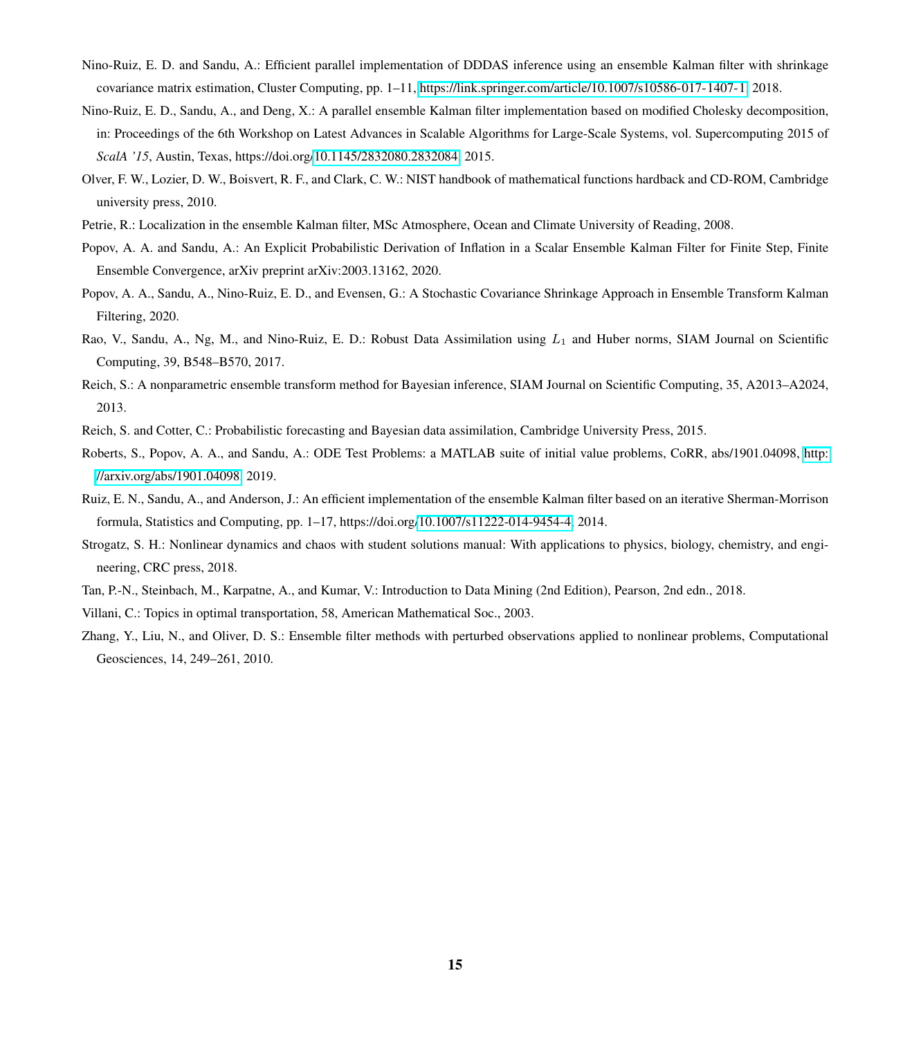Nino-Ruiz, E. D. and Sandu, A.: Efficient parallel implementation of DDDAS inference using an ensemble Kalman filter with shrinkage covariance matrix estimation, Cluster Computing, pp. 1–11, https://link.springer.com/article/10.1007/s10586-017-1407-1, 2018.

Nino-Ruiz, E. D., Sandu, A., and Deng, X.: A parallel ensemble Kalman filter implementation based on modified Cholesky decomposition, in: Proceedings of the 6th Workshop on Latest Advances in Scalable Algorithms for Large-Scale Systems, vol. Supercomputing 2015 of *ScalA '15*, Austin, Texas, https://doi.org/10.1145/2832080.2832084, 2015.

Olver, F. W., Lozier, D. W., Boisvert, R. F., and Clark, C. W.: NIST handbook of mathematical functions hardback and CD-ROM, Cambridge university press, 2010.

Petrie, R.: Localization in the ensemble Kalman filter, MSc Atmosphere, Ocean and Climate University of Reading, 2008.

Popov, A. A. and Sandu, A.: An Explicit Probabilistic Derivation of Inflation in a Scalar Ensemble Kalman Filter for Finite Step, Finite Ensemble Convergence, arXiv preprint arXiv:2003.13162, 2020.

Popov, A. A., Sandu, A., Nino-Ruiz, E. D., and Evensen, G.: A Stochastic Covariance Shrinkage Approach in Ensemble Transform Kalman Filtering, 2020.

Rao, V., Sandu, A., Ng, M., and Nino-Ruiz, E. D.: Robust Data Assimilation using $L_1$ and Huber norms, SIAM Journal on Scientific Computing, 39, B548–B570, 2017.

Reich, S.: A nonparametric ensemble transform method for Bayesian inference, SIAM Journal on Scientific Computing, 35, A2013–A2024, 2013.

Reich, S. and Cotter, C.: Probabilistic forecasting and Bayesian data assimilation, Cambridge University Press, 2015.

Roberts, S., Popov, A. A., and Sandu, A.: ODE Test Problems: a MATLAB suite of initial value problems, CoRR, abs/1901.04098, http://arxiv.org/abs/1901.04098, 2019.

Ruiz, E. N., Sandu, A., and Anderson, J.: An efficient implementation of the ensemble Kalman filter based on an iterative Sherman-Morrison formula, Statistics and Computing, pp. 1–17, https://doi.org/10.1007/s11222-014-9454-4, 2014.

Strogatz, S. H.: Nonlinear dynamics and chaos with student solutions manual: With applications to physics, biology, chemistry, and engineering, CRC press, 2018.

Tan, P.-N., Steinbach, M., Karpatne, A., and Kumar, V.: Introduction to Data Mining (2nd Edition), Pearson, 2nd edn., 2018.

Villani, C.: Topics in optimal transportation, 58, American Mathematical Soc., 2003.

Zhang, Y., Liu, N., and Oliver, D. S.: Ensemble filter methods with perturbed observations applied to nonlinear problems, Computational Geosciences, 14, 249–261, 2010.